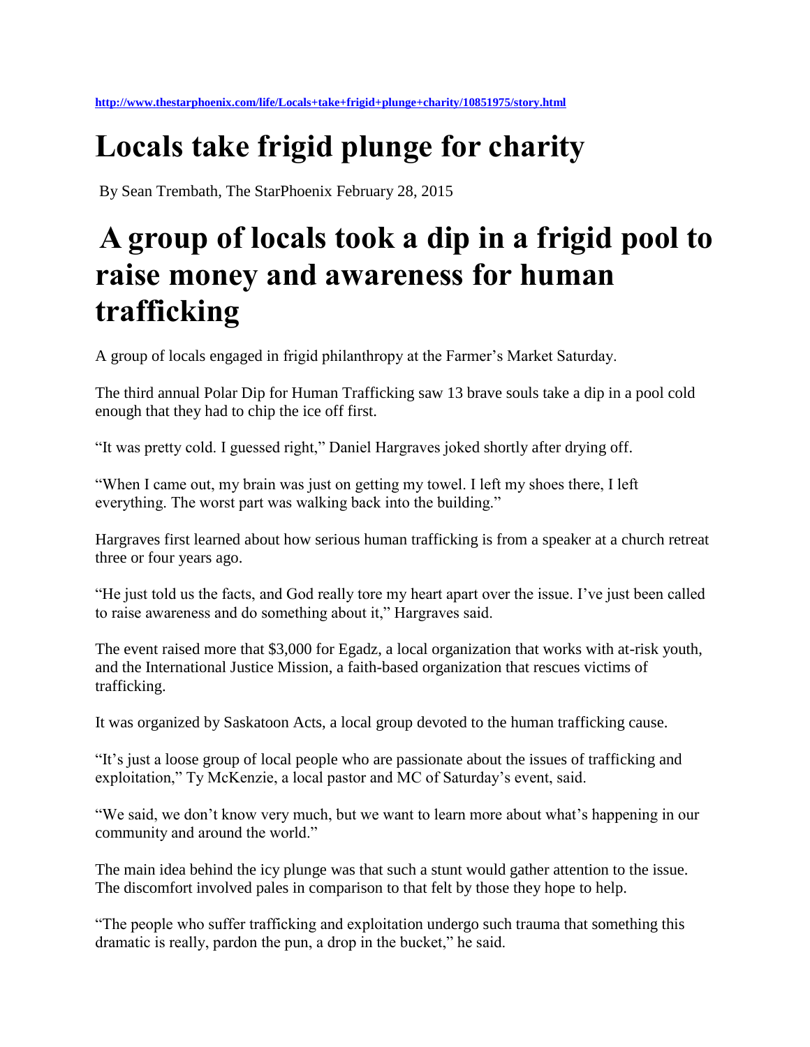http://www.thestarphoenix.com/life/Locals+take+frigid+plunge+charity/10851975/story.html

# Locals take frigid plunge for charity

By Sean Trembath, The StarPhoenix February 28, 2015

# A group of locals took a dip in a frigid pool to raise money and awareness for human trafficking

A group of locals engaged in frigid philanthropy at the Farmer's Market Saturday.

The third annual Polar Dip for Human Trafficking saw 13 brave souls take a dip in a pool cold enough that they had to chip the ice off first.

"It was pretty cold. I guessed right," Daniel Hargraves joked shortly after drying off.

"When I came out, my brain was just on getting my towel. I left my shoes there, I left everything. The worst part was walking back into the building."

Hargraves first learned about how serious human trafficking is from a speaker at a church retreat three or four years ago.

"He just told us the facts, and God really tore my heart apart over the issue. I've just been called to raise awareness and do something about it," Hargraves said.

The event raised more that $3,000 for Egadz, a local organization that works with at-risk youth, and the International Justice Mission, a faith-based organization that rescues victims of trafficking.

It was organized by Saskatoon Acts, a local group devoted to the human trafficking cause.

"It's just a loose group of local people who are passionate about the issues of trafficking and exploitation," Ty McKenzie, a local pastor and MC of Saturday's event, said.

"We said, we don't know very much, but we want to learn more about what's happening in our community and around the world."

The main idea behind the icy plunge was that such a stunt would gather attention to the issue. The discomfort involved pales in comparison to that felt by those they hope to help.

"The people who suffer trafficking and exploitation undergo such trauma that something this dramatic is really, pardon the pun, a drop in the bucket," he said.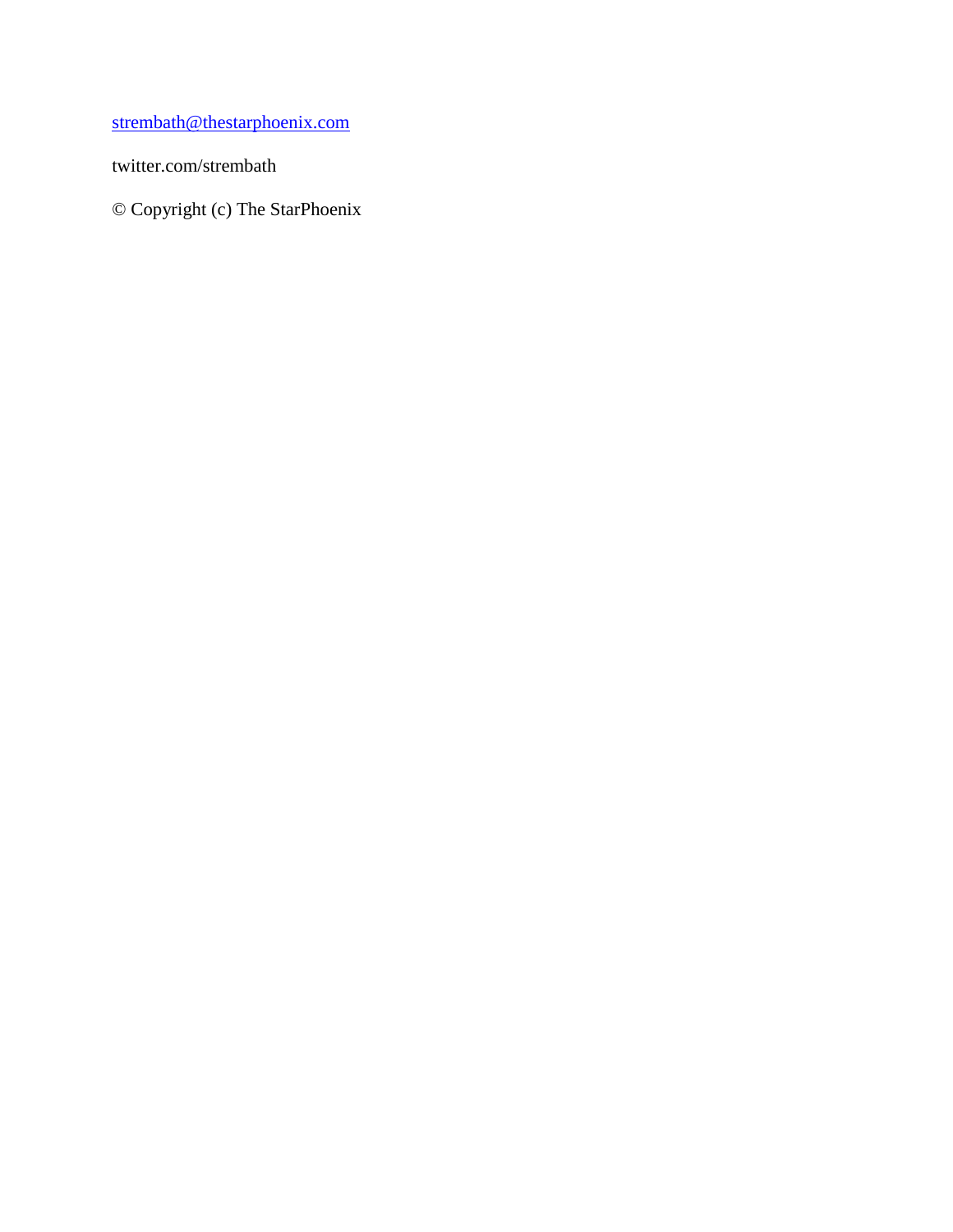strembath@thestarphoenix.com

twitter.com/strembath

© Copyright (c) The StarPhoenix